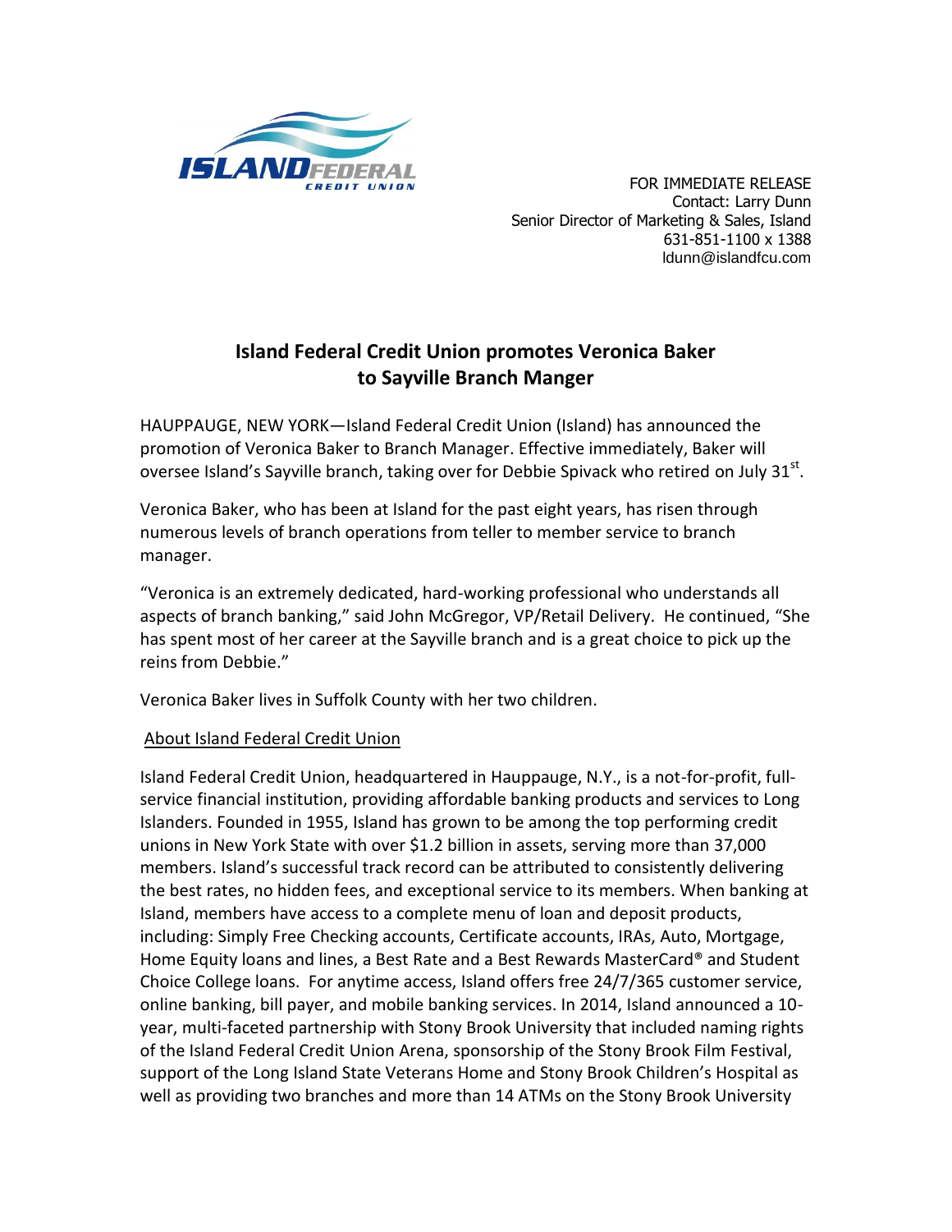ISLAND FEDERAL CREDIT UNION

FOR IMMEDIATE RELEASE
Contact: Larry Dunn
Senior Director of Marketing & Sales, Island
631-851-1100 x 1388
ldunn@islandfcu.com

# Island Federal Credit Union promotes Veronica Baker to Sayville Branch Manger

HAUPPAUGE, NEW YORK—Island Federal Credit Union (Island) has announced the promotion of Veronica Baker to Branch Manager. Effective immediately, Baker will oversee Island's Sayville branch, taking over for Debbie Spivack who retired on July 31st.

Veronica Baker, who has been at Island for the past eight years, has risen through numerous levels of branch operations from teller to member service to branch manager.

"Veronica is an extremely dedicated, hard-working professional who understands all aspects of branch banking," said John McGregor, VP/Retail Delivery. He continued, "She has spent most of her career at the Sayville branch and is a great choice to pick up the reins from Debbie."

Veronica Baker lives in Suffolk County with her two children.

## About Island Federal Credit Union

Island Federal Credit Union, headquartered in Hauppauge, N.Y., is a not-for-profit, full-service financial institution, providing affordable banking products and services to Long Islanders. Founded in 1955, Island has grown to be among the top performing credit unions in New York State with over $1.2 billion in assets, serving more than 37,000 members. Island's successful track record can be attributed to consistently delivering the best rates, no hidden fees, and exceptional service to its members. When banking at Island, members have access to a complete menu of loan and deposit products, including: Simply Free Checking accounts, Certificate accounts, IRAs, Auto, Mortgage, Home Equity loans and lines, a Best Rate and a Best Rewards MasterCard® and Student Choice College loans. For anytime access, Island offers free 24/7/365 customer service, online banking, bill payer, and mobile banking services. In 2014, Island announced a 10-year, multi-faceted partnership with Stony Brook University that included naming rights of the Island Federal Credit Union Arena, sponsorship of the Stony Brook Film Festival, support of the Long Island State Veterans Home and Stony Brook Children's Hospital as well as providing two branches and more than 14 ATMs on the Stony Brook University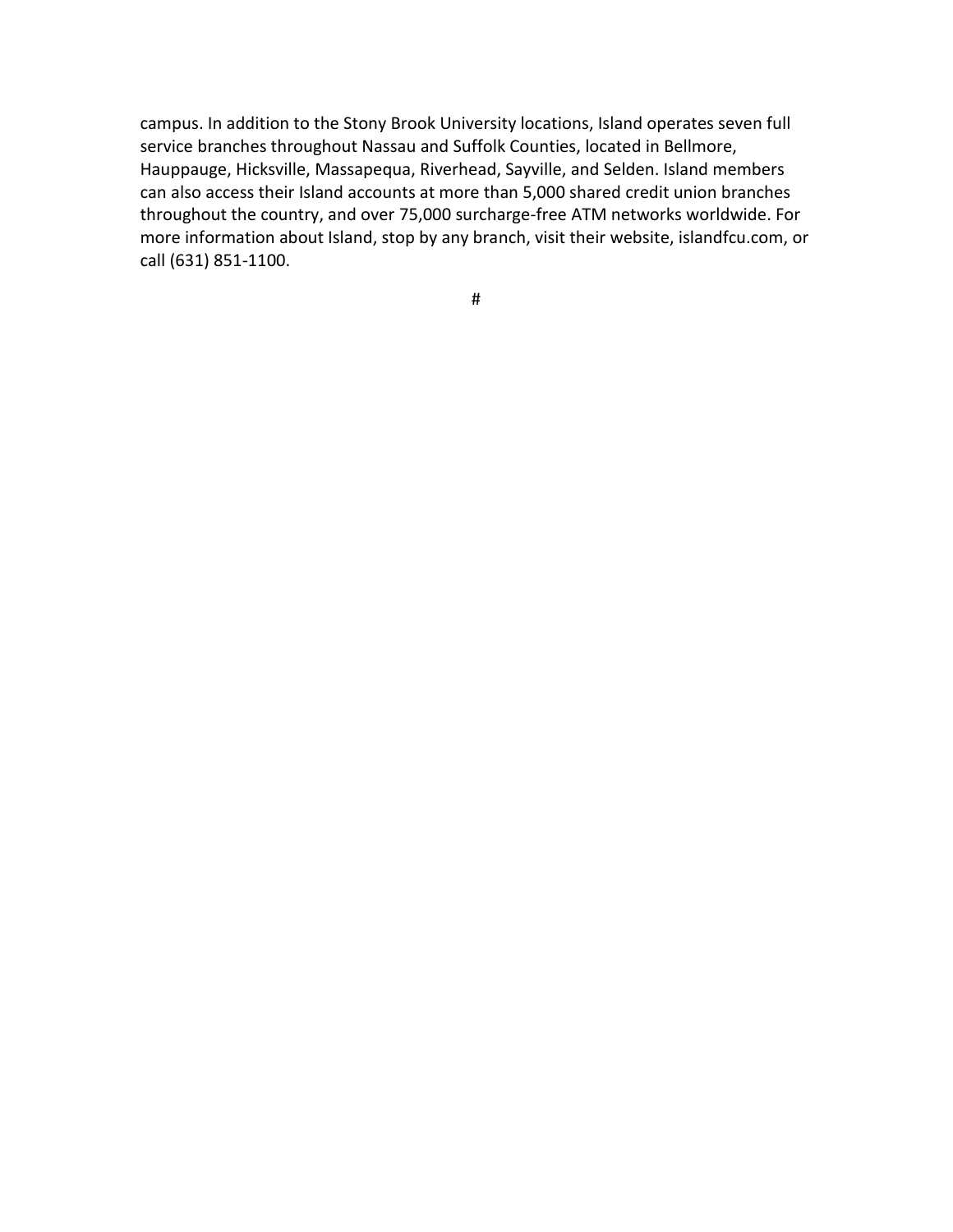campus. In addition to the Stony Brook University locations, Island operates seven full service branches throughout Nassau and Suffolk Counties, located in Bellmore, Hauppauge, Hicksville, Massapequa, Riverhead, Sayville, and Selden. Island members can also access their Island accounts at more than 5,000 shared credit union branches throughout the country, and over 75,000 surcharge-free ATM networks worldwide. For more information about Island, stop by any branch, visit their website, islandfcu.com, or call (631) 851-1100.

#